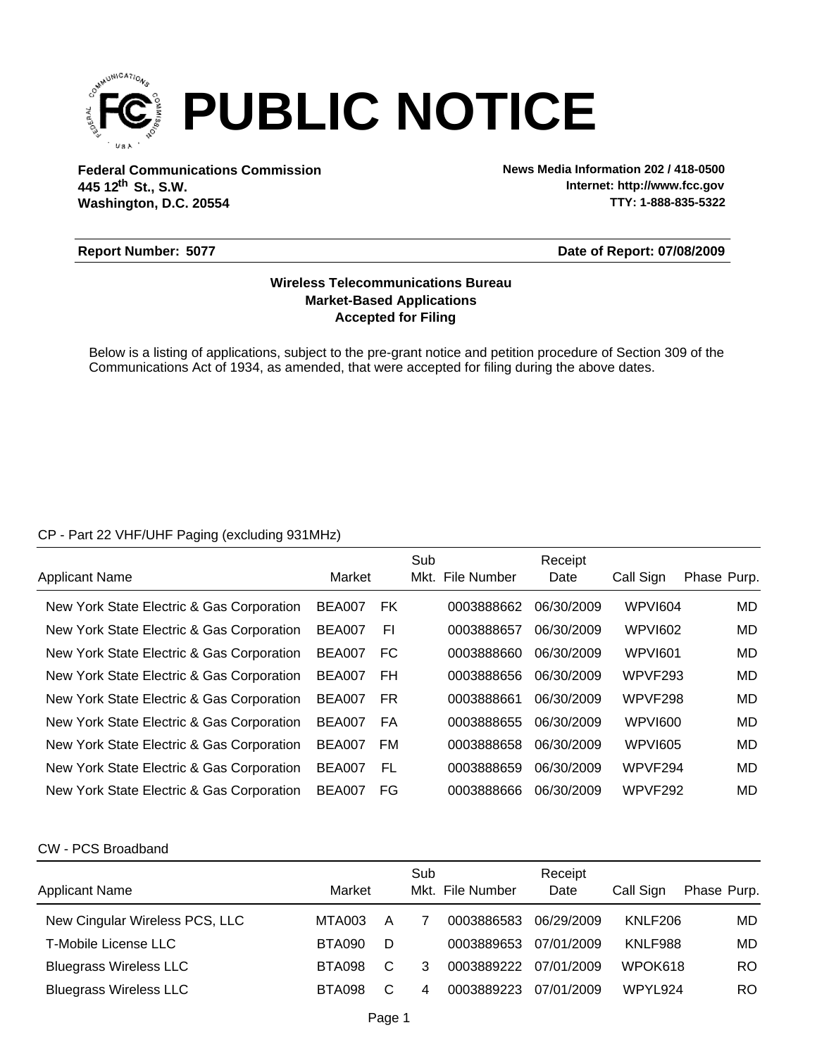# PUBLIC NOTICE

**Federal Communications Commission**
**445 12th St., S.W.**
**Washington, D.C. 20554**

**News Media Information 202 / 418-0500**
**Internet: http://www.fcc.gov**
**TTY: 1-888-835-5322**

**Report Number: 5077** | **Date of Report: 07/08/2009**

**Wireless Telecommunications Bureau**
**Market-Based Applications**
**Accepted for Filing**

Below is a listing of applications, subject to the pre-grant notice and petition procedure of Section 309 of the Communications Act of 1934, as amended, that were accepted for filing during the above dates.

CP - Part 22 VHF/UHF Paging (excluding 931MHz)

| Applicant Name | Market | | Sub Mkt. | File Number | Receipt Date | Call Sign | Phase | Purp. |
|---|---|---|---|---|---|---|---|---|
| New York State Electric & Gas Corporation | BEA007 | FK | | 0003888662 | 06/30/2009 | WPVI604 | | MD |
| New York State Electric & Gas Corporation | BEA007 | FI | | 0003888657 | 06/30/2009 | WPVI602 | | MD |
| New York State Electric & Gas Corporation | BEA007 | FC | | 0003888660 | 06/30/2009 | WPVI601 | | MD |
| New York State Electric & Gas Corporation | BEA007 | FH | | 0003888656 | 06/30/2009 | WPVF293 | | MD |
| New York State Electric & Gas Corporation | BEA007 | FR | | 0003888661 | 06/30/2009 | WPVF298 | | MD |
| New York State Electric & Gas Corporation | BEA007 | FA | | 0003888655 | 06/30/2009 | WPVI600 | | MD |
| New York State Electric & Gas Corporation | BEA007 | FM | | 0003888658 | 06/30/2009 | WPVI605 | | MD |
| New York State Electric & Gas Corporation | BEA007 | FL | | 0003888659 | 06/30/2009 | WPVF294 | | MD |
| New York State Electric & Gas Corporation | BEA007 | FG | | 0003888666 | 06/30/2009 | WPVF292 | | MD |

CW - PCS Broadband

| Applicant Name | Market | | Sub Mkt. | File Number | Receipt Date | Call Sign | Phase | Purp. |
|---|---|---|---|---|---|---|---|---|
| New Cingular Wireless PCS, LLC | MTA003 | A | 7 | 0003886583 | 06/29/2009 | KNLF206 | | MD |
| T-Mobile License LLC | BTA090 | D | | 0003889653 | 07/01/2009 | KNLF988 | | MD |
| Bluegrass Wireless LLC | BTA098 | C | 3 | 0003889222 | 07/01/2009 | WPOK618 | | RO |
| Bluegrass Wireless LLC | BTA098 | C | 4 | 0003889223 | 07/01/2009 | WPYL924 | | RO |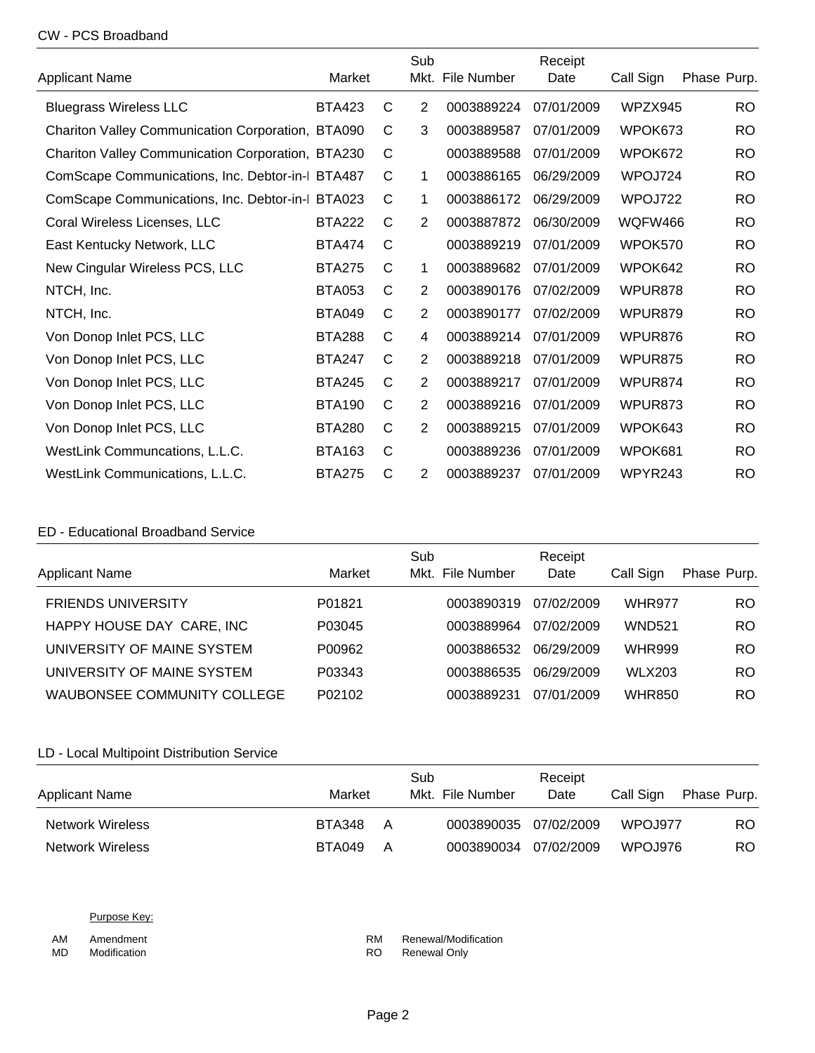## CW - PCS Broadband

| Applicant Name | Market | | Sub Mkt. | File Number | Receipt Date | Call Sign | Phase | Purp. |
|---|---|---|---|---|---|---|---|---|
| Bluegrass Wireless LLC | BTA423 | C | 2 | 0003889224 | 07/01/2009 | WPZX945 | | RO |
| Chariton Valley Communication Corporation, | BTA090 | C | 3 | 0003889587 | 07/01/2009 | WPOK673 | | RO |
| Chariton Valley Communication Corporation, | BTA230 | C | | 0003889588 | 07/01/2009 | WPOK672 | | RO |
| ComScape Communications, Inc. Debtor-in-I | BTA487 | C | 1 | 0003886165 | 06/29/2009 | WPOJ724 | | RO |
| ComScape Communications, Inc. Debtor-in-I | BTA023 | C | 1 | 0003886172 | 06/29/2009 | WPOJ722 | | RO |
| Coral Wireless Licenses, LLC | BTA222 | C | 2 | 0003887872 | 06/30/2009 | WQFW466 | | RO |
| East Kentucky Network, LLC | BTA474 | C | | 0003889219 | 07/01/2009 | WPOK570 | | RO |
| New Cingular Wireless PCS, LLC | BTA275 | C | 1 | 0003889682 | 07/01/2009 | WPOK642 | | RO |
| NTCH, Inc. | BTA053 | C | 2 | 0003890176 | 07/02/2009 | WPUR878 | | RO |
| NTCH, Inc. | BTA049 | C | 2 | 0003890177 | 07/02/2009 | WPUR879 | | RO |
| Von Donop Inlet PCS, LLC | BTA288 | C | 4 | 0003889214 | 07/01/2009 | WPUR876 | | RO |
| Von Donop Inlet PCS, LLC | BTA247 | C | 2 | 0003889218 | 07/01/2009 | WPUR875 | | RO |
| Von Donop Inlet PCS, LLC | BTA245 | C | 2 | 0003889217 | 07/01/2009 | WPUR874 | | RO |
| Von Donop Inlet PCS, LLC | BTA190 | C | 2 | 0003889216 | 07/01/2009 | WPUR873 | | RO |
| Von Donop Inlet PCS, LLC | BTA280 | C | 2 | 0003889215 | 07/01/2009 | WPOK643 | | RO |
| WestLink Communcations, L.L.C. | BTA163 | C | | 0003889236 | 07/01/2009 | WPOK681 | | RO |
| WestLink Communications, L.L.C. | BTA275 | C | 2 | 0003889237 | 07/01/2009 | WPYR243 | | RO |

## ED - Educational Broadband Service

| Applicant Name | Market | | Sub Mkt. | File Number | Receipt Date | Call Sign | Phase | Purp. |
|---|---|---|---|---|---|---|---|---|
| FRIENDS UNIVERSITY | P01821 | | | 0003890319 | 07/02/2009 | WHR977 | | RO |
| HAPPY HOUSE DAY CARE, INC | P03045 | | | 0003889964 | 07/02/2009 | WND521 | | RO |
| UNIVERSITY OF MAINE SYSTEM | P00962 | | | 0003886532 | 06/29/2009 | WHR999 | | RO |
| UNIVERSITY OF MAINE SYSTEM | P03343 | | | 0003886535 | 06/29/2009 | WLX203 | | RO |
| WAUBONSEE COMMUNITY COLLEGE | P02102 | | | 0003889231 | 07/01/2009 | WHR850 | | RO |

## LD - Local Multipoint Distribution Service

| Applicant Name | Market | | Sub Mkt. | File Number | Receipt Date | Call Sign | Phase | Purp. |
|---|---|---|---|---|---|---|---|---|
| Network Wireless | BTA348 | A | | 0003890035 | 07/02/2009 | WPOJ977 | | RO |
| Network Wireless | BTA049 | A | | 0003890034 | 07/02/2009 | WPOJ976 | | RO |

Purpose Key:

| | | | |
|---|---|---|---|
| AM | Amendment | RM | Renewal/Modification |
| MD | Modification | RO | Renewal Only |